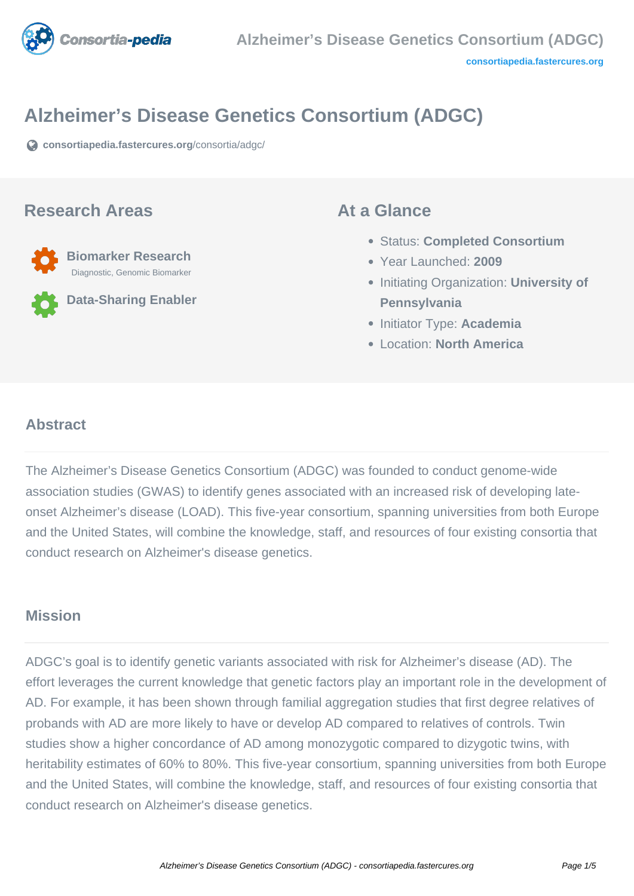# Alzheimer’s Disease Genetics Consortium (ADGC)

consortiapedia.fastercures.org/consortia/adgc/

## Research Areas

**Biomarker Research**
Diagnostic, Genomic Biomarker

**Data-Sharing Enabler**

## At a Glance

- Status: **Completed Consortium**
- Year Launched: **2009**
- Initiating Organization: **University of Pennsylvania**
- Initiator Type: **Academia**
- Location: **North America**

## Abstract

The Alzheimer’s Disease Genetics Consortium (ADGC) was founded to conduct genome-wide association studies (GWAS) to identify genes associated with an increased risk of developing late-onset Alzheimer’s disease (LOAD). This five-year consortium, spanning universities from both Europe and the United States, will combine the knowledge, staff, and resources of four existing consortia that conduct research on Alzheimer's disease genetics.

## Mission

ADGC’s goal is to identify genetic variants associated with risk for Alzheimer’s disease (AD). The effort leverages the current knowledge that genetic factors play an important role in the development of AD. For example, it has been shown through familial aggregation studies that first degree relatives of probands with AD are more likely to have or develop AD compared to relatives of controls. Twin studies show a higher concordance of AD among monozygotic compared to dizygotic twins, with heritability estimates of 60% to 80%. This five-year consortium, spanning universities from both Europe and the United States, will combine the knowledge, staff, and resources of four existing consortia that conduct research on Alzheimer's disease genetics.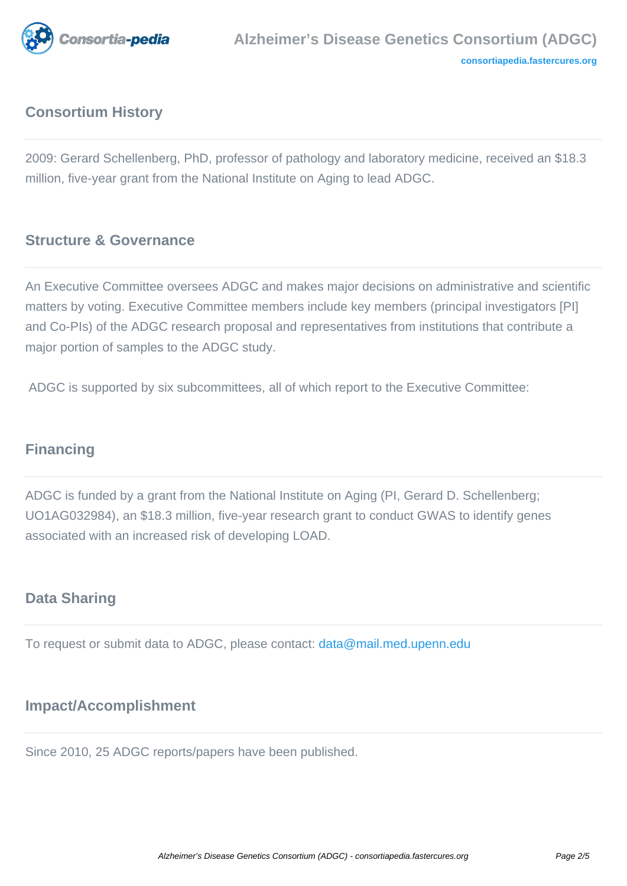## Consortium History

2009: Gerard Schellenberg, PhD, professor of pathology and laboratory medicine, received an $18.3 million, five-year grant from the National Institute on Aging to lead ADGC.

## Structure & Governance

An Executive Committee oversees ADGC and makes major decisions on administrative and scientific matters by voting. Executive Committee members include key members (principal investigators [PI] and Co-PIs) of the ADGC research proposal and representatives from institutions that contribute a major portion of samples to the ADGC study.

ADGC is supported by six subcommittees, all of which report to the Executive Committee:

## Financing

ADGC is funded by a grant from the National Institute on Aging (PI, Gerard D. Schellenberg; UO1AG032984), an $18.3 million, five-year research grant to conduct GWAS to identify genes associated with an increased risk of developing LOAD.

## Data Sharing

To request or submit data to ADGC, please contact: data@mail.med.upenn.edu

## Impact/Accomplishment

Since 2010, 25 ADGC reports/papers have been published.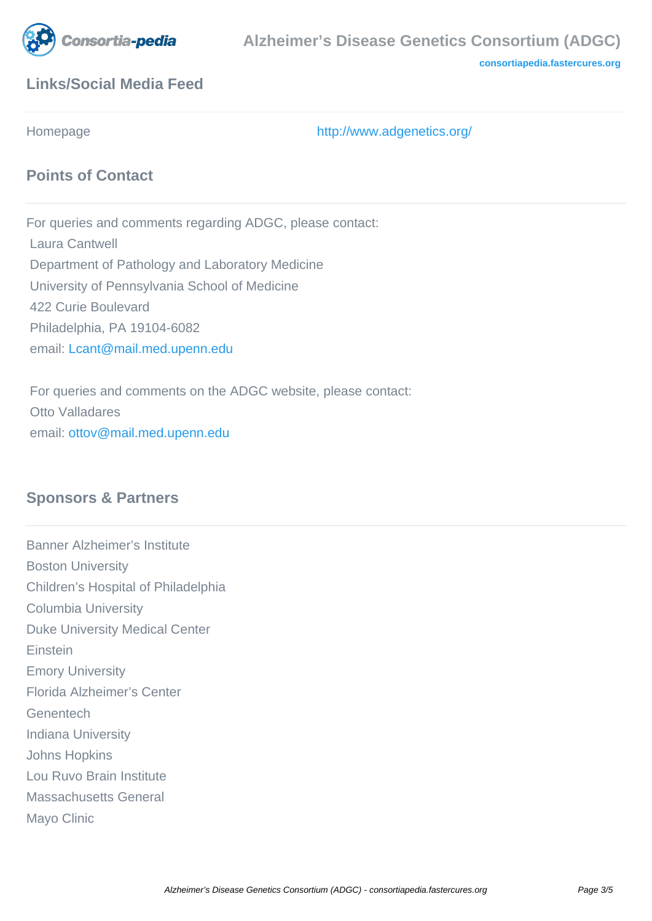## Links/Social Media Feed

| Homepage | http://www.adgenetics.org/ |
| --- | --- |

## Points of Contact

For queries and comments regarding ADGC, please contact:
Laura Cantwell
Department of Pathology and Laboratory Medicine
University of Pennsylvania School of Medicine
422 Curie Boulevard
Philadelphia, PA 19104-6082
email: Lcant@mail.med.upenn.edu

For queries and comments on the ADGC website, please contact:
Otto Valladares
email: ottov@mail.med.upenn.edu

## Sponsors & Partners

Banner Alzheimer's Institute
Boston University
Children's Hospital of Philadelphia
Columbia University
Duke University Medical Center
Einstein
Emory University
Florida Alzheimer's Center
Genentech
Indiana University
Johns Hopkins
Lou Ruvo Brain Institute
Massachusetts General
Mayo Clinic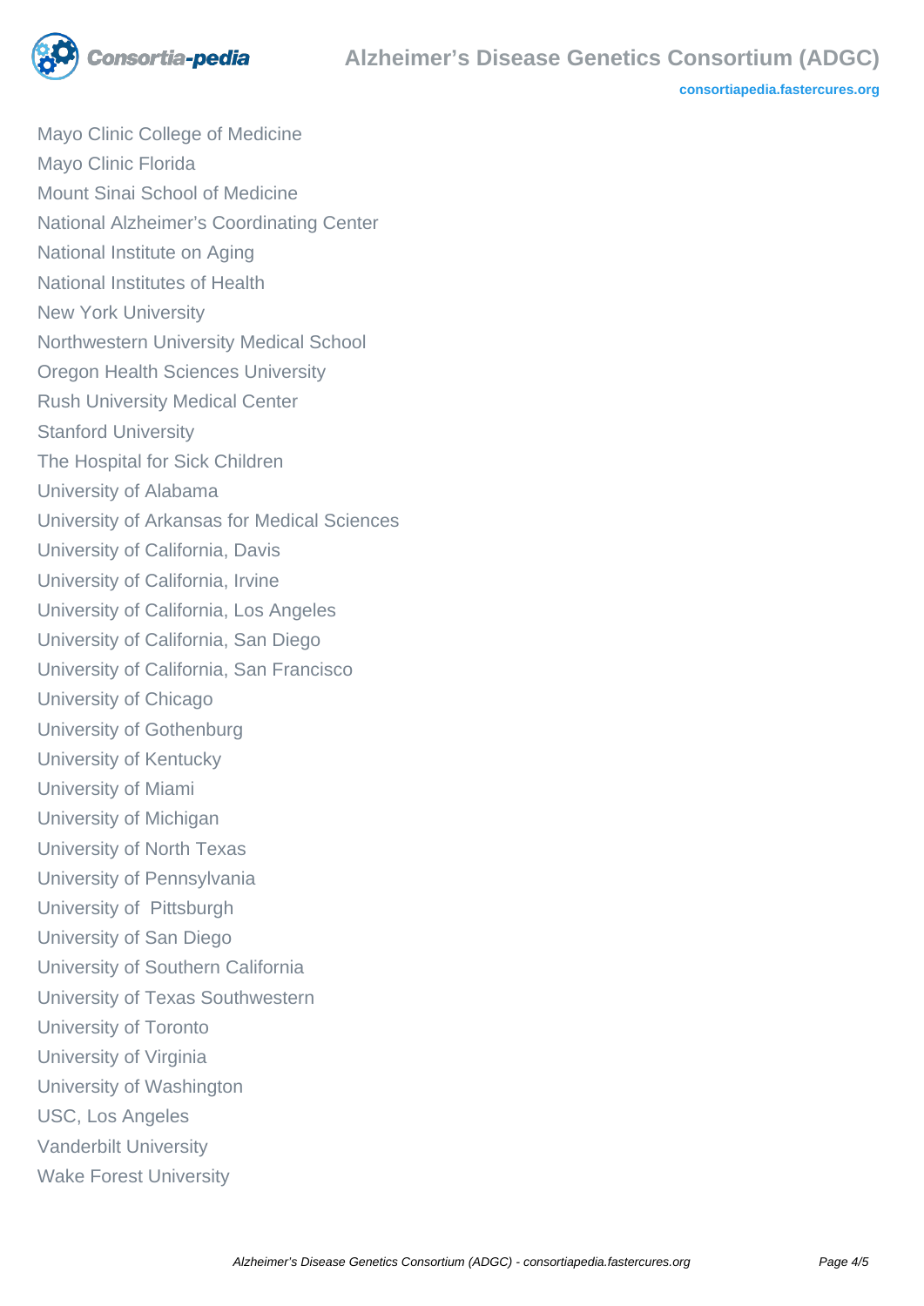Mayo Clinic College of Medicine
Mayo Clinic Florida
Mount Sinai School of Medicine
National Alzheimer's Coordinating Center
National Institute on Aging
National Institutes of Health
New York University
Northwestern University Medical School
Oregon Health Sciences University
Rush University Medical Center
Stanford University
The Hospital for Sick Children
University of Alabama
University of Arkansas for Medical Sciences
University of California, Davis
University of California, Irvine
University of California, Los Angeles
University of California, San Diego
University of California, San Francisco
University of Chicago
University of Gothenburg
University of Kentucky
University of Miami
University of Michigan
University of North Texas
University of Pennsylvania
University of  Pittsburgh
University of San Diego
University of Southern California
University of Texas Southwestern
University of Toronto
University of Virginia
University of Washington
USC, Los Angeles
Vanderbilt University
Wake Forest University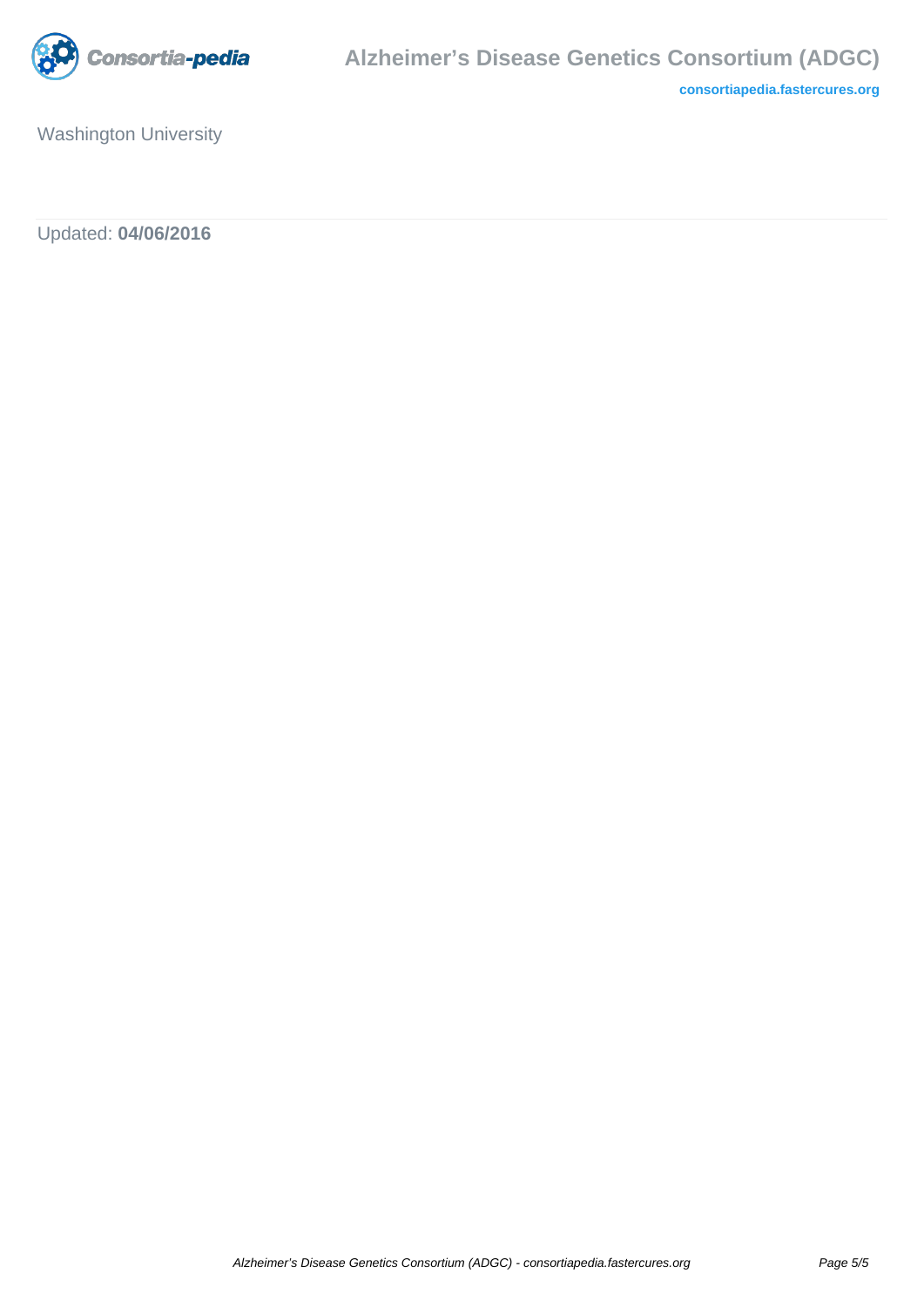Washington University

Updated: **04/06/2016**